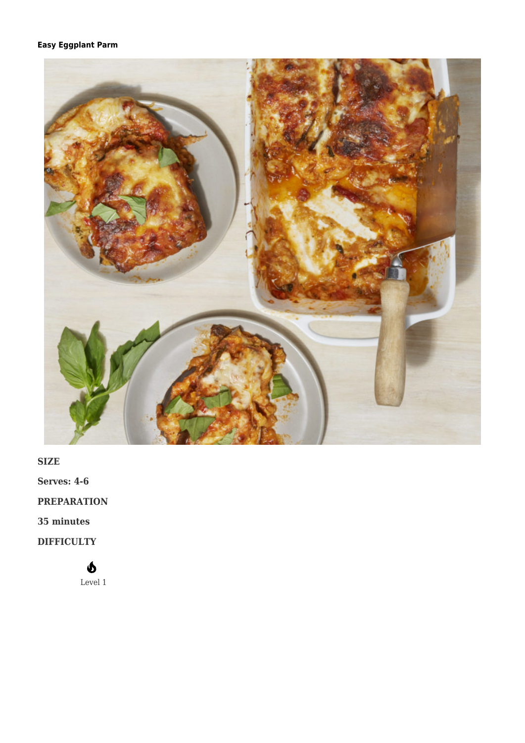# Easy Eggplant Parm

**SIZE**

**Serves: 4-6**

**PREPARATION**

**35 minutes**

**DIFFICULTY**

Level 1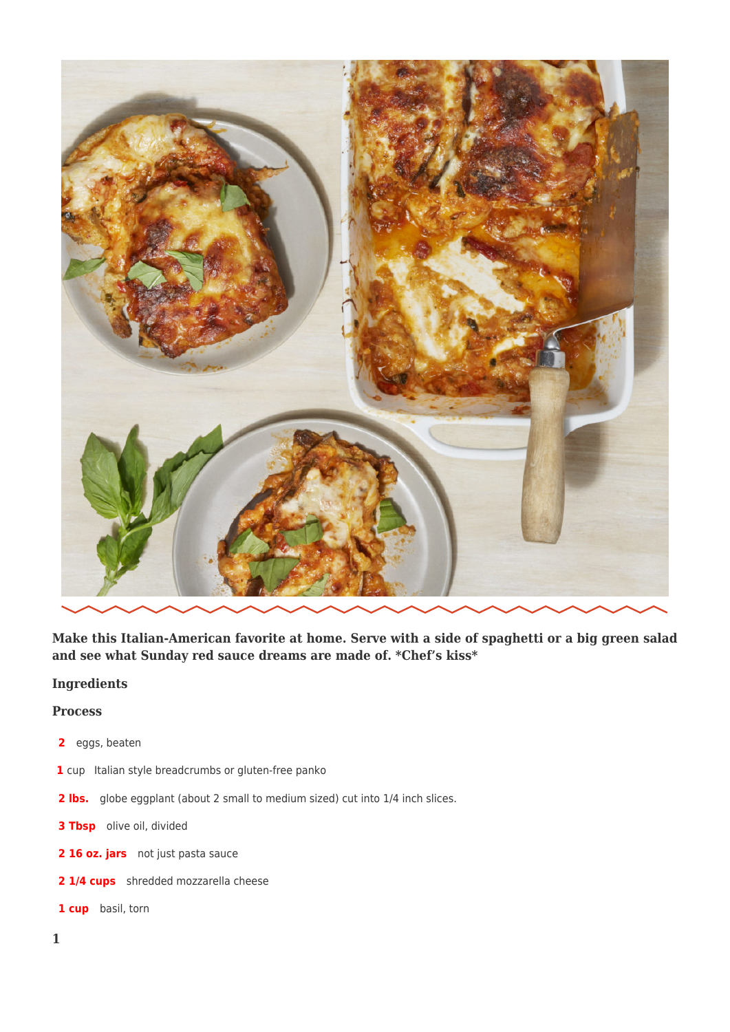Make this Italian-American favorite at home. Serve with a side of spaghetti or a big green salad and see what Sunday red sauce dreams are made of. *Chef's kiss*

## Ingredients

## Process

- **2** eggs, beaten
- **1** cup Italian style breadcrumbs or gluten-free panko
- **2 lbs.** globe eggplant (about 2 small to medium sized) cut into 1/4 inch slices.
- **3 Tbsp** olive oil, divided
- **2 16 oz. jars** not just pasta sauce
- **2 1/4 cups** shredded mozzarella cheese
- **1 cup** basil, torn

**1**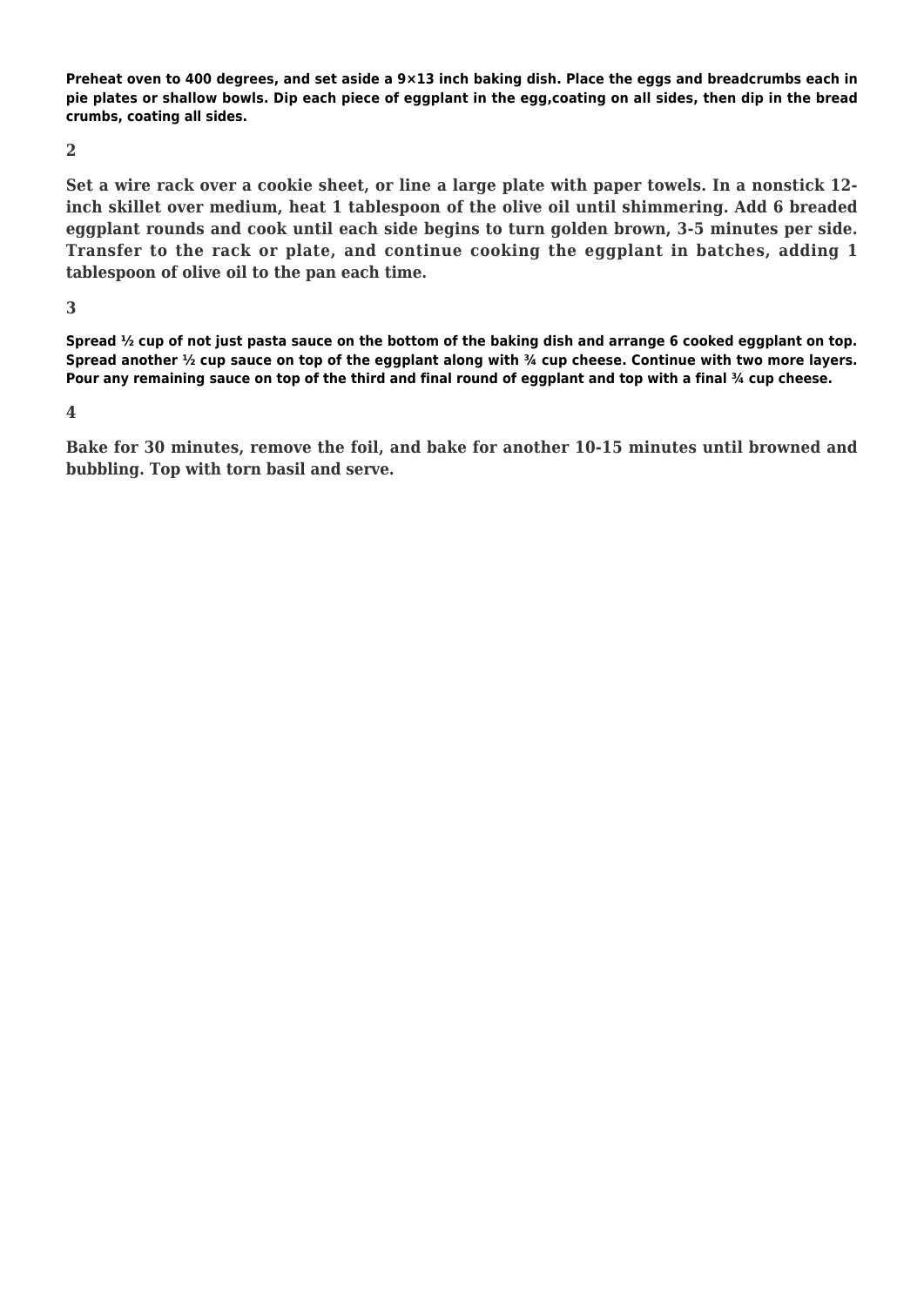**Preheat oven to 400 degrees, and set aside a 9×13 inch baking dish. Place the eggs and breadcrumbs each in pie plates or shallow bowls. Dip each piece of eggplant in the egg,coating on all sides, then dip in the bread crumbs, coating all sides.**

**2**

**Set a wire rack over a cookie sheet, or line a large plate with paper towels. In a nonstick 12-inch skillet over medium, heat 1 tablespoon of the olive oil until shimmering. Add 6 breaded eggplant rounds and cook until each side begins to turn golden brown, 3-5 minutes per side. Transfer to the rack or plate, and continue cooking the eggplant in batches, adding 1 tablespoon of olive oil to the pan each time.**

**3**

**Spread ½ cup of not just pasta sauce on the bottom of the baking dish and arrange 6 cooked eggplant on top. Spread another ½ cup sauce on top of the eggplant along with ¾ cup cheese. Continue with two more layers. Pour any remaining sauce on top of the third and final round of eggplant and top with a final ¾ cup cheese.**

**4**

**Bake for 30 minutes, remove the foil, and bake for another 10-15 minutes until browned and bubbling. Top with torn basil and serve.**